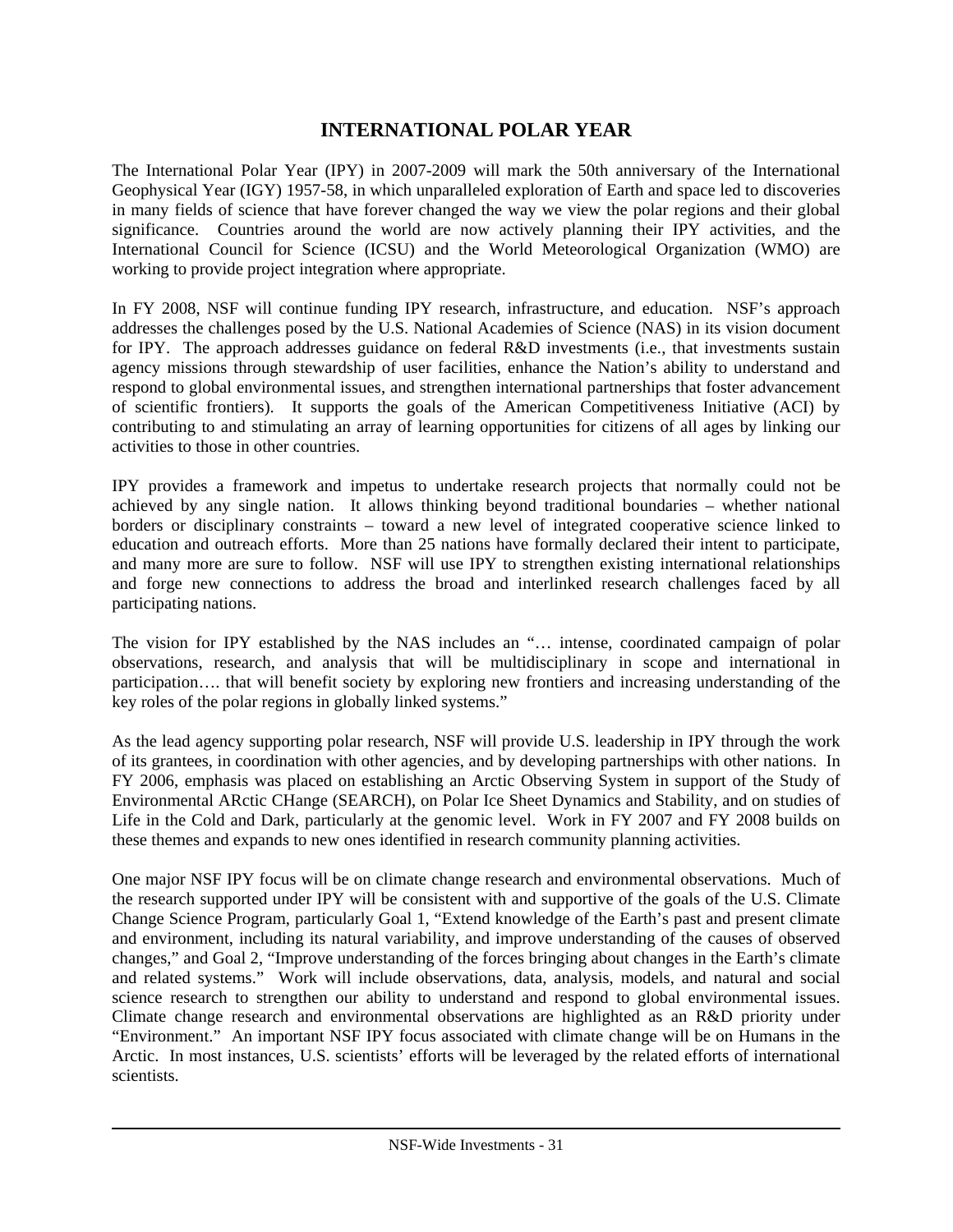# INTERNATIONAL POLAR YEAR

The International Polar Year (IPY) in 2007-2009 will mark the 50th anniversary of the International Geophysical Year (IGY) 1957-58, in which unparalleled exploration of Earth and space led to discoveries in many fields of science that have forever changed the way we view the polar regions and their global significance. Countries around the world are now actively planning their IPY activities, and the International Council for Science (ICSU) and the World Meteorological Organization (WMO) are working to provide project integration where appropriate.

In FY 2008, NSF will continue funding IPY research, infrastructure, and education. NSF's approach addresses the challenges posed by the U.S. National Academies of Science (NAS) in its vision document for IPY. The approach addresses guidance on federal R&D investments (i.e., that investments sustain agency missions through stewardship of user facilities, enhance the Nation's ability to understand and respond to global environmental issues, and strengthen international partnerships that foster advancement of scientific frontiers). It supports the goals of the American Competitiveness Initiative (ACI) by contributing to and stimulating an array of learning opportunities for citizens of all ages by linking our activities to those in other countries.

IPY provides a framework and impetus to undertake research projects that normally could not be achieved by any single nation. It allows thinking beyond traditional boundaries – whether national borders or disciplinary constraints – toward a new level of integrated cooperative science linked to education and outreach efforts. More than 25 nations have formally declared their intent to participate, and many more are sure to follow. NSF will use IPY to strengthen existing international relationships and forge new connections to address the broad and interlinked research challenges faced by all participating nations.

The vision for IPY established by the NAS includes an "… intense, coordinated campaign of polar observations, research, and analysis that will be multidisciplinary in scope and international in participation…. that will benefit society by exploring new frontiers and increasing understanding of the key roles of the polar regions in globally linked systems."

As the lead agency supporting polar research, NSF will provide U.S. leadership in IPY through the work of its grantees, in coordination with other agencies, and by developing partnerships with other nations. In FY 2006, emphasis was placed on establishing an Arctic Observing System in support of the Study of Environmental ARctic CHange (SEARCH), on Polar Ice Sheet Dynamics and Stability, and on studies of Life in the Cold and Dark, particularly at the genomic level. Work in FY 2007 and FY 2008 builds on these themes and expands to new ones identified in research community planning activities.

One major NSF IPY focus will be on climate change research and environmental observations. Much of the research supported under IPY will be consistent with and supportive of the goals of the U.S. Climate Change Science Program, particularly Goal 1, "Extend knowledge of the Earth's past and present climate and environment, including its natural variability, and improve understanding of the causes of observed changes," and Goal 2, "Improve understanding of the forces bringing about changes in the Earth's climate and related systems." Work will include observations, data, analysis, models, and natural and social science research to strengthen our ability to understand and respond to global environmental issues. Climate change research and environmental observations are highlighted as an R&D priority under "Environment." An important NSF IPY focus associated with climate change will be on Humans in the Arctic. In most instances, U.S. scientists' efforts will be leveraged by the related efforts of international scientists.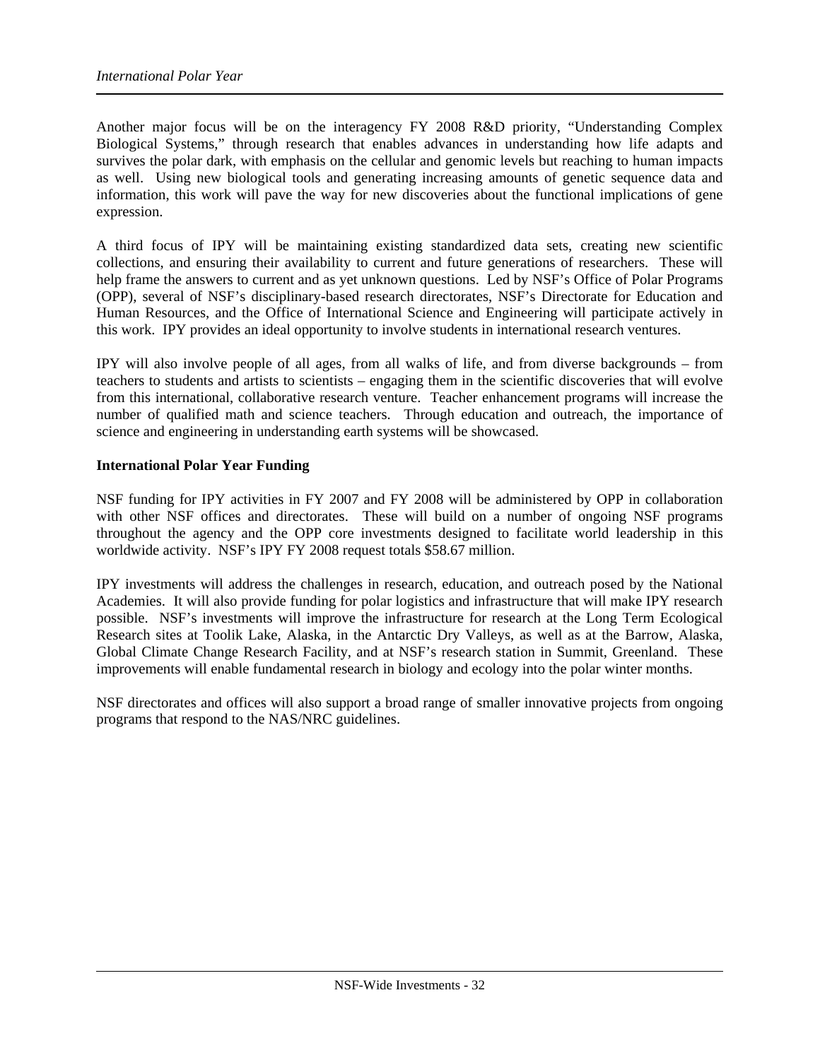Another major focus will be on the interagency FY 2008 R&D priority, "Understanding Complex Biological Systems," through research that enables advances in understanding how life adapts and survives the polar dark, with emphasis on the cellular and genomic levels but reaching to human impacts as well. Using new biological tools and generating increasing amounts of genetic sequence data and information, this work will pave the way for new discoveries about the functional implications of gene expression.

A third focus of IPY will be maintaining existing standardized data sets, creating new scientific collections, and ensuring their availability to current and future generations of researchers. These will help frame the answers to current and as yet unknown questions. Led by NSF's Office of Polar Programs (OPP), several of NSF's disciplinary-based research directorates, NSF's Directorate for Education and Human Resources, and the Office of International Science and Engineering will participate actively in this work. IPY provides an ideal opportunity to involve students in international research ventures.

IPY will also involve people of all ages, from all walks of life, and from diverse backgrounds – from teachers to students and artists to scientists – engaging them in the scientific discoveries that will evolve from this international, collaborative research venture. Teacher enhancement programs will increase the number of qualified math and science teachers. Through education and outreach, the importance of science and engineering in understanding earth systems will be showcased.

**International Polar Year Funding**

NSF funding for IPY activities in FY 2007 and FY 2008 will be administered by OPP in collaboration with other NSF offices and directorates. These will build on a number of ongoing NSF programs throughout the agency and the OPP core investments designed to facilitate world leadership in this worldwide activity. NSF's IPY FY 2008 request totals $58.67 million.

IPY investments will address the challenges in research, education, and outreach posed by the National Academies. It will also provide funding for polar logistics and infrastructure that will make IPY research possible. NSF's investments will improve the infrastructure for research at the Long Term Ecological Research sites at Toolik Lake, Alaska, in the Antarctic Dry Valleys, as well as at the Barrow, Alaska, Global Climate Change Research Facility, and at NSF's research station in Summit, Greenland. These improvements will enable fundamental research in biology and ecology into the polar winter months.

NSF directorates and offices will also support a broad range of smaller innovative projects from ongoing programs that respond to the NAS/NRC guidelines.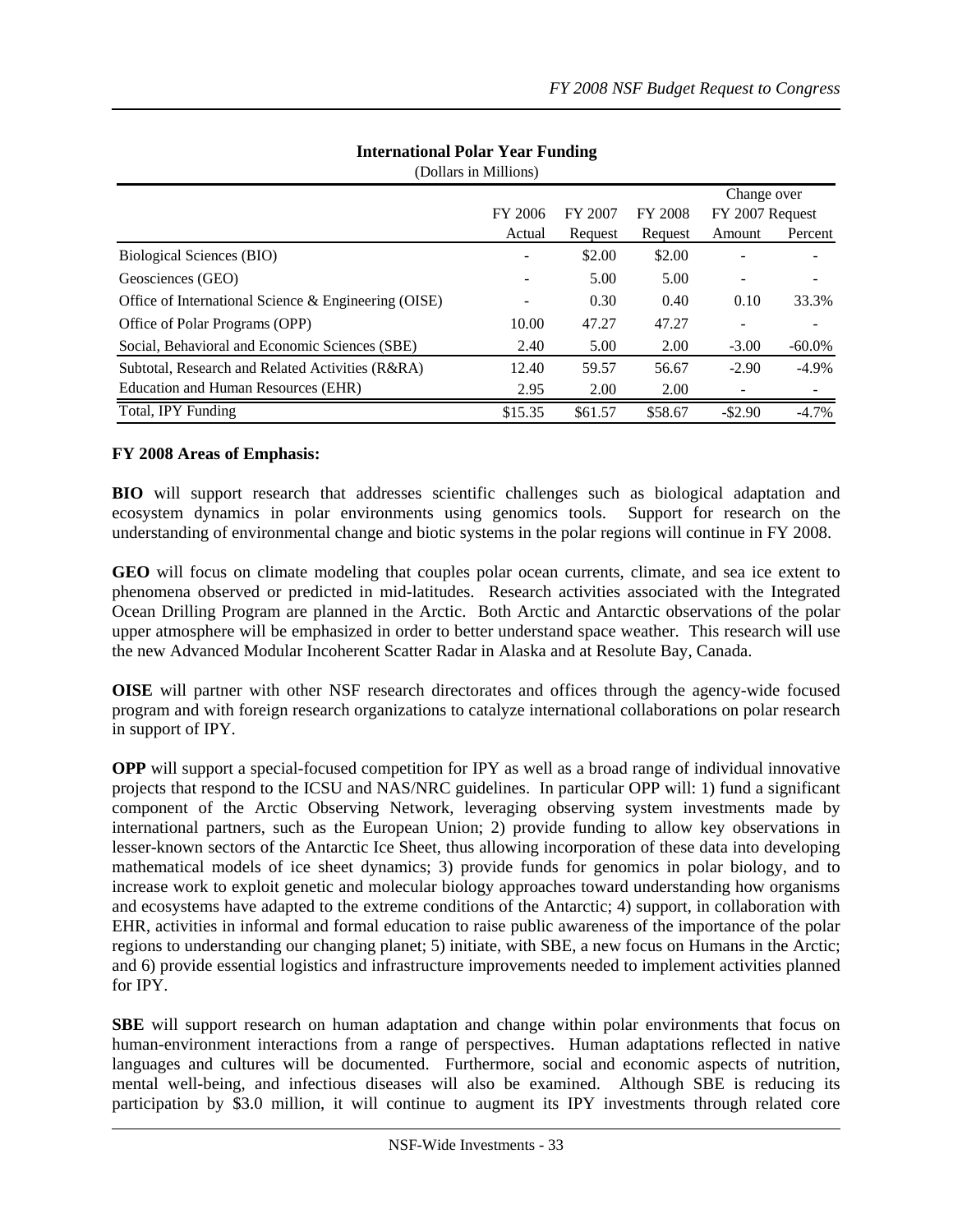**International Polar Year Funding**

(Dollars in Millions)

| | FY 2006 Actual | FY 2007 Request | FY 2008 Request | Change over FY 2007 Request Amount | Percent |
|---|---|---|---|---|---|
| Biological Sciences (BIO) | - | $2.00 | $2.00 | - | - |
| Geosciences (GEO) | - | 5.00 | 5.00 | - | - |
| Office of International Science & Engineering (OISE) | - | 0.30 | 0.40 | 0.10 | 33.3% |
| Office of Polar Programs (OPP) | 10.00 | 47.27 | 47.27 | - | - |
| Social, Behavioral and Economic Sciences (SBE) | 2.40 | 5.00 | 2.00 | -3.00 | -60.0% |
| Subtotal, Research and Related Activities (R&RA) | 12.40 | 59.57 | 56.67 | -2.90 | -4.9% |
| Education and Human Resources (EHR) | 2.95 | 2.00 | 2.00 | - | - |
| Total, IPY Funding | $15.35 | $61.57 | $58.67 | -$2.90 | -4.7% |

**FY 2008 Areas of Emphasis:**

**BIO** will support research that addresses scientific challenges such as biological adaptation and ecosystem dynamics in polar environments using genomics tools. Support for research on the understanding of environmental change and biotic systems in the polar regions will continue in FY 2008.

**GEO** will focus on climate modeling that couples polar ocean currents, climate, and sea ice extent to phenomena observed or predicted in mid-latitudes. Research activities associated with the Integrated Ocean Drilling Program are planned in the Arctic. Both Arctic and Antarctic observations of the polar upper atmosphere will be emphasized in order to better understand space weather. This research will use the new Advanced Modular Incoherent Scatter Radar in Alaska and at Resolute Bay, Canada.

**OISE** will partner with other NSF research directorates and offices through the agency-wide focused program and with foreign research organizations to catalyze international collaborations on polar research in support of IPY.

**OPP** will support a special-focused competition for IPY as well as a broad range of individual innovative projects that respond to the ICSU and NAS/NRC guidelines. In particular OPP will: 1) fund a significant component of the Arctic Observing Network, leveraging observing system investments made by international partners, such as the European Union; 2) provide funding to allow key observations in lesser-known sectors of the Antarctic Ice Sheet, thus allowing incorporation of these data into developing mathematical models of ice sheet dynamics; 3) provide funds for genomics in polar biology, and to increase work to exploit genetic and molecular biology approaches toward understanding how organisms and ecosystems have adapted to the extreme conditions of the Antarctic; 4) support, in collaboration with EHR, activities in informal and formal education to raise public awareness of the importance of the polar regions to understanding our changing planet; 5) initiate, with SBE, a new focus on Humans in the Arctic; and 6) provide essential logistics and infrastructure improvements needed to implement activities planned for IPY.

**SBE** will support research on human adaptation and change within polar environments that focus on human-environment interactions from a range of perspectives. Human adaptations reflected in native languages and cultures will be documented. Furthermore, social and economic aspects of nutrition, mental well-being, and infectious diseases will also be examined. Although SBE is reducing its participation by $3.0 million, it will continue to augment its IPY investments through related core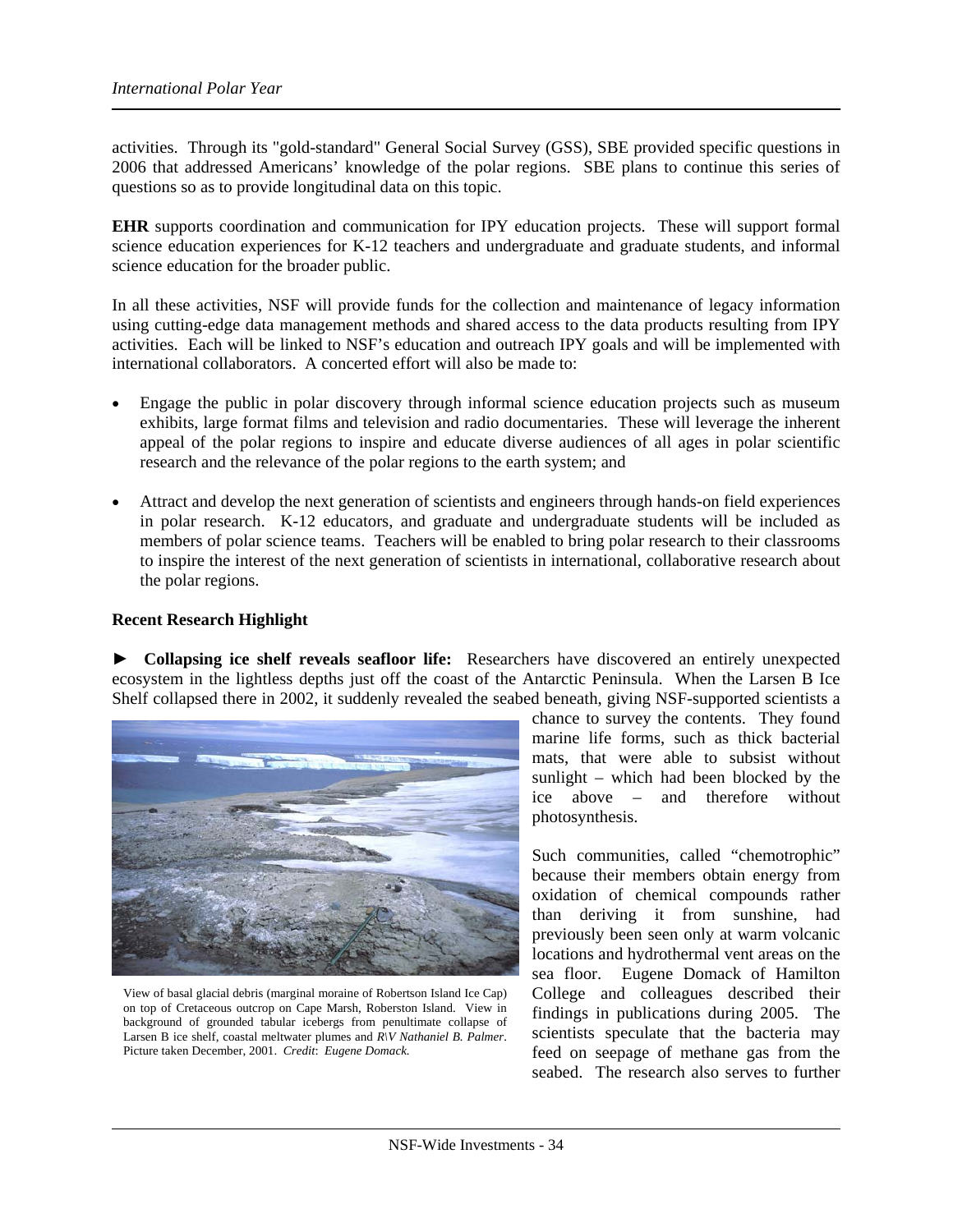activities. Through its "gold-standard" General Social Survey (GSS), SBE provided specific questions in 2006 that addressed Americans' knowledge of the polar regions. SBE plans to continue this series of questions so as to provide longitudinal data on this topic.

**EHR** supports coordination and communication for IPY education projects. These will support formal science education experiences for K-12 teachers and undergraduate and graduate students, and informal science education for the broader public.

In all these activities, NSF will provide funds for the collection and maintenance of legacy information using cutting-edge data management methods and shared access to the data products resulting from IPY activities. Each will be linked to NSF's education and outreach IPY goals and will be implemented with international collaborators. A concerted effort will also be made to:

- Engage the public in polar discovery through informal science education projects such as museum exhibits, large format films and television and radio documentaries. These will leverage the inherent appeal of the polar regions to inspire and educate diverse audiences of all ages in polar scientific research and the relevance of the polar regions to the earth system; and

- Attract and develop the next generation of scientists and engineers through hands-on field experiences in polar research. K-12 educators, and graduate and undergraduate students will be included as members of polar science teams. Teachers will be enabled to bring polar research to their classrooms to inspire the interest of the next generation of scientists in international, collaborative research about the polar regions.

**Recent Research Highlight**

► **Collapsing ice shelf reveals seafloor life:** Researchers have discovered an entirely unexpected ecosystem in the lightless depths just off the coast of the Antarctic Peninsula. When the Larsen B Ice Shelf collapsed there in 2002, it suddenly revealed the seabed beneath, giving NSF-supported scientists a chance to survey the contents. They found marine life forms, such as thick bacterial mats, that were able to subsist without sunlight – which had been blocked by the ice above – and therefore without photosynthesis.

View of basal glacial debris (marginal moraine of Robertson Island Ice Cap) on top of Cretaceous outcrop on Cape Marsh, Roberston Island. View in background of grounded tabular icebergs from penultimate collapse of Larsen B ice shelf, coastal meltwater plumes and *R\V Nathaniel B. Palmer*. Picture taken December, 2001. *Credit*: *Eugene Domack.*

Such communities, called "chemotrophic" because their members obtain energy from oxidation of chemical compounds rather than deriving it from sunshine, had previously been seen only at warm volcanic locations and hydrothermal vent areas on the sea floor. Eugene Domack of Hamilton College and colleagues described their findings in publications during 2005. The scientists speculate that the bacteria may feed on seepage of methane gas from the seabed. The research also serves to further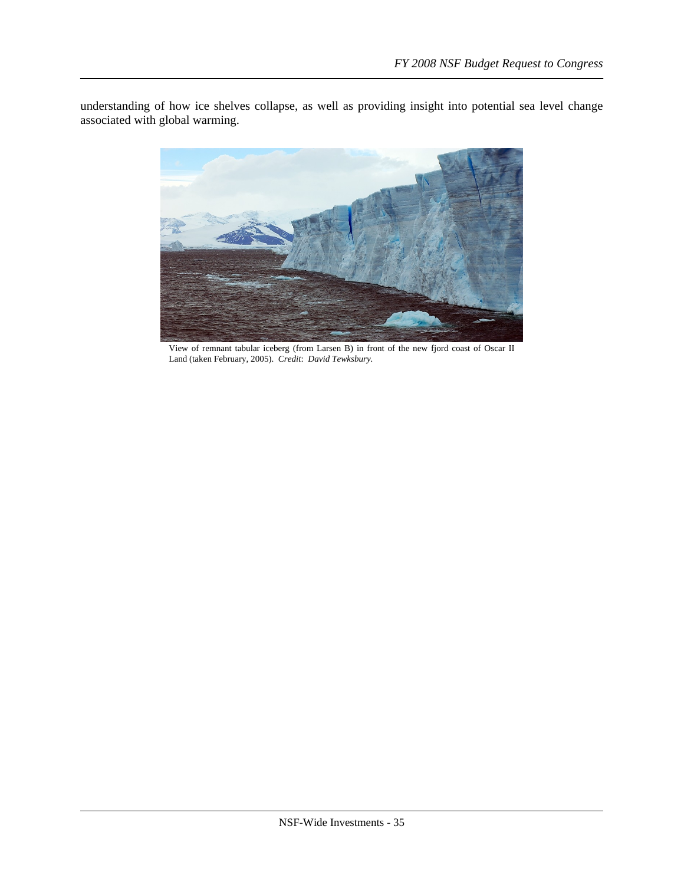understanding of how ice shelves collapse, as well as providing insight into potential sea level change associated with global warming.

View of remnant tabular iceberg (from Larsen B) in front of the new fjord coast of Oscar II Land (taken February, 2005). *Credit*: *David Tewksbury*.